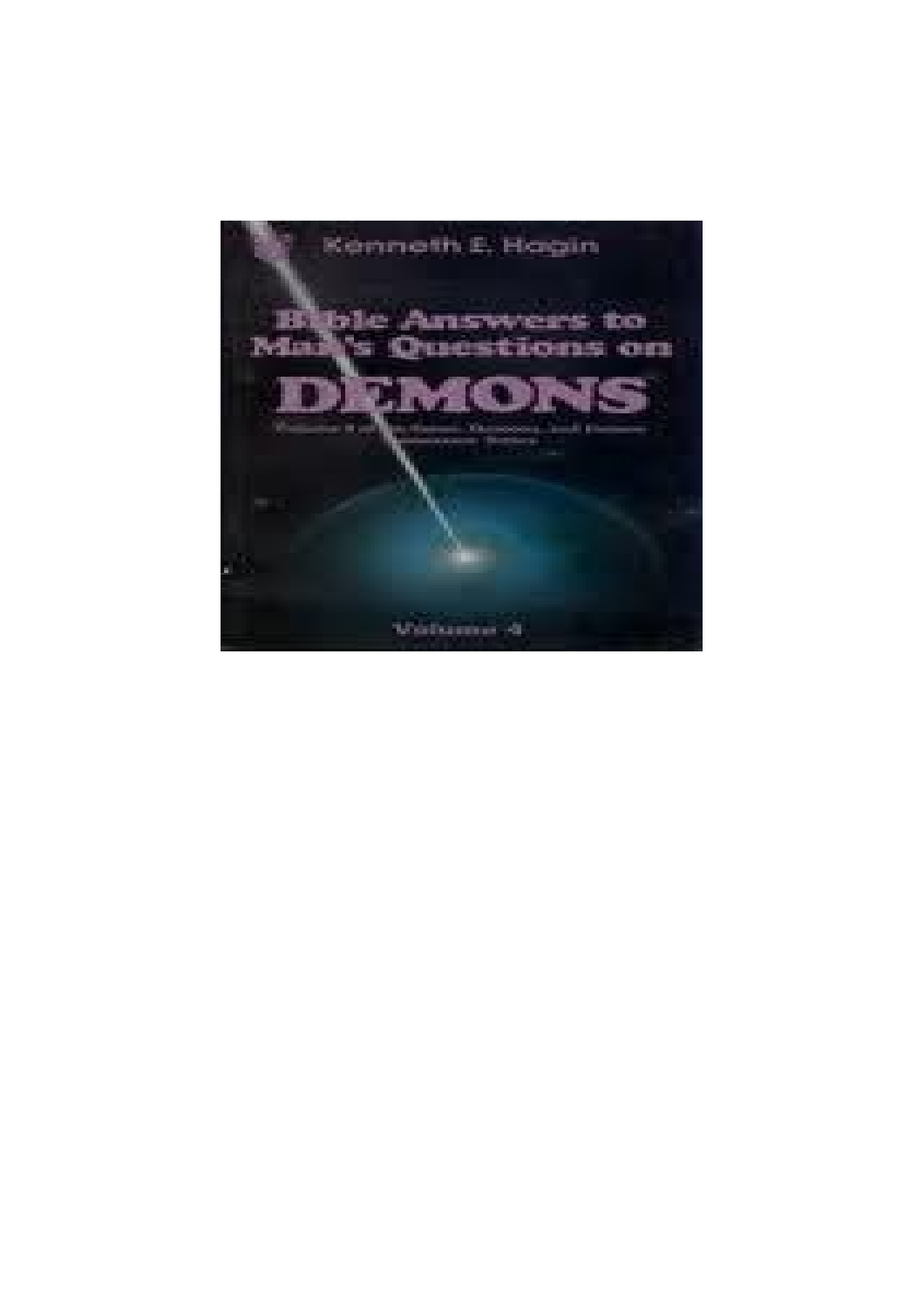Kenneth E. Hagin

# Bible Answers to Man's Questions on DEMONS

Volume 4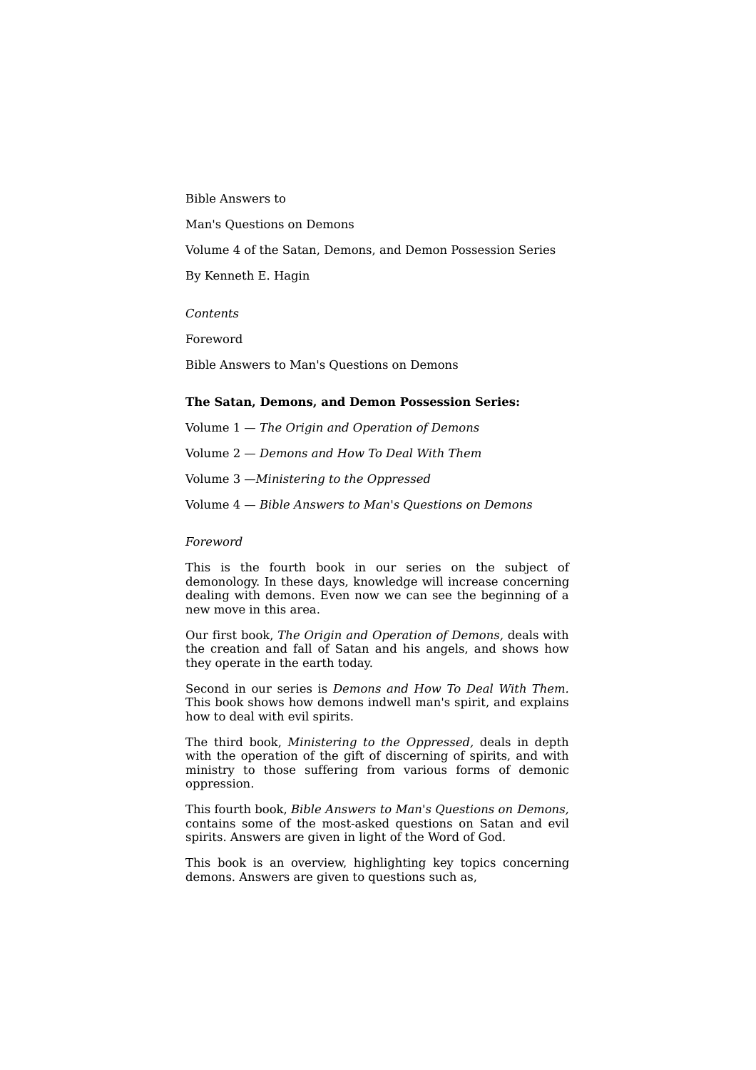Bible Answers to

Man's Questions on Demons

Volume 4 of the Satan, Demons, and Demon Possession Series

By Kenneth E. Hagin

*Contents*

Foreword

Bible Answers to Man's Questions on Demons

**The Satan, Demons, and Demon Possession Series:**

Volume 1 — *The Origin and Operation of Demons*

Volume 2 — *Demons and How To Deal With Them*

Volume 3 —*Ministering to the Oppressed*

Volume 4 — *Bible Answers to Man's Questions on Demons*

*Foreword*

This is the fourth book in our series on the subject of demonology. In these days, knowledge will increase concerning dealing with demons. Even now we can see the beginning of a new move in this area.

Our first book, *The Origin and Operation of Demons,* deals with the creation and fall of Satan and his angels, and shows how they operate in the earth today.

Second in our series is *Demons and How To Deal With Them.* This book shows how demons indwell man's spirit, and explains how to deal with evil spirits.

The third book, *Ministering to the Oppressed,* deals in depth with the operation of the gift of discerning of spirits, and with ministry to those suffering from various forms of demonic oppression.

This fourth book, *Bible Answers to Man's Questions on Demons,* contains some of the most-asked questions on Satan and evil spirits. Answers are given in light of the Word of God.

This book is an overview, highlighting key topics concerning demons. Answers are given to questions such as,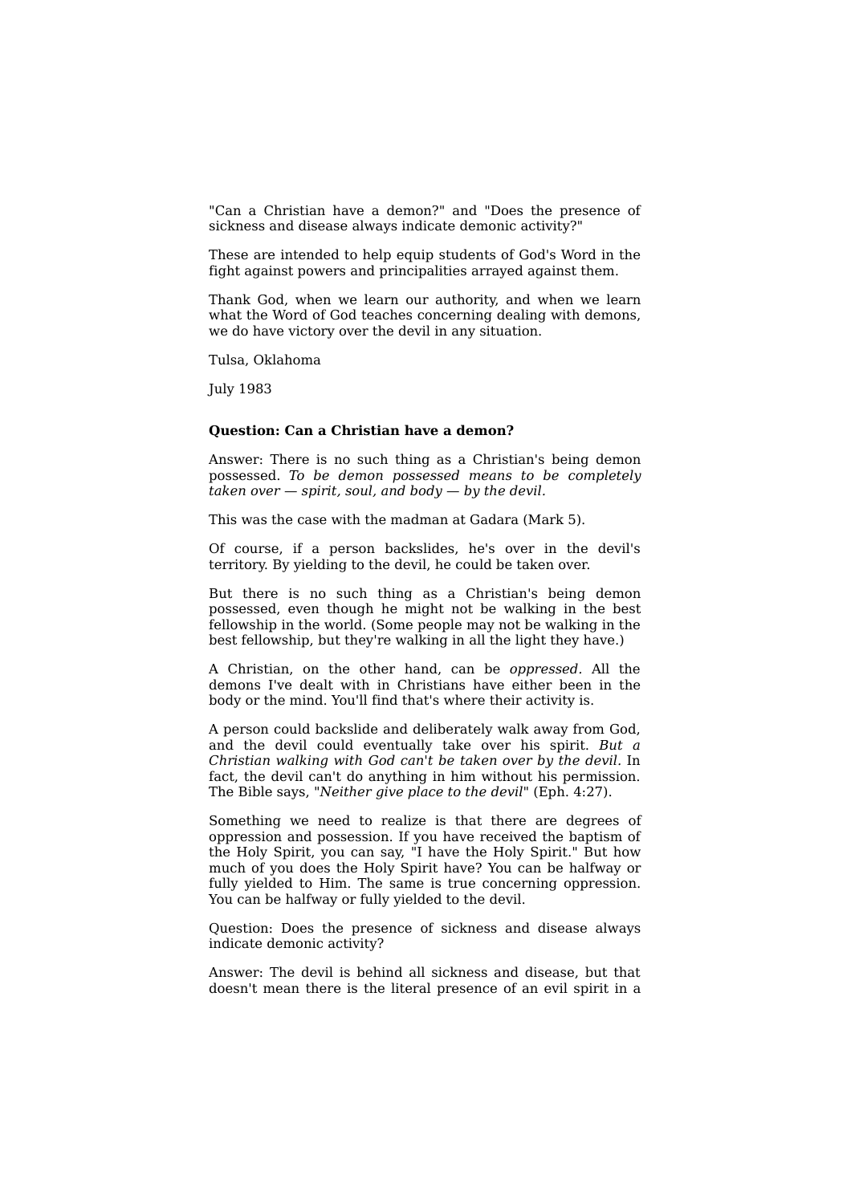"Can a Christian have a demon?" and "Does the presence of sickness and disease always indicate demonic activity?"

These are intended to help equip students of God's Word in the fight against powers and principalities arrayed against them.

Thank God, when we learn our authority, and when we learn what the Word of God teaches concerning dealing with demons, we do have victory over the devil in any situation.

Tulsa, Oklahoma

July 1983

**Question: Can a Christian have a demon?**

Answer: There is no such thing as a Christian's being demon possessed. *To be demon possessed means to be completely taken over — spirit, soul, and body — by the devil.*

This was the case with the madman at Gadara (Mark 5).

Of course, if a person backslides, he's over in the devil's territory. By yielding to the devil, he could be taken over.

But there is no such thing as a Christian's being demon possessed, even though he might not be walking in the best fellowship in the world. (Some people may not be walking in the best fellowship, but they're walking in all the light they have.)

A Christian, on the other hand, can be *oppressed*. All the demons I've dealt with in Christians have either been in the body or the mind. You'll find that's where their activity is.

A person could backslide and deliberately walk away from God, and the devil could eventually take over his spirit. *But a Christian walking with God can't be taken over by the devil.* In fact, the devil can't do anything in him without his permission. The Bible says, "*Neither give place to the devil*" (Eph. 4:27).

Something we need to realize is that there are degrees of oppression and possession. If you have received the baptism of the Holy Spirit, you can say, "I have the Holy Spirit." But how much of you does the Holy Spirit have? You can be halfway or fully yielded to Him. The same is true concerning oppression. You can be halfway or fully yielded to the devil.

Question: Does the presence of sickness and disease always indicate demonic activity?

Answer: The devil is behind all sickness and disease, but that doesn't mean there is the literal presence of an evil spirit in a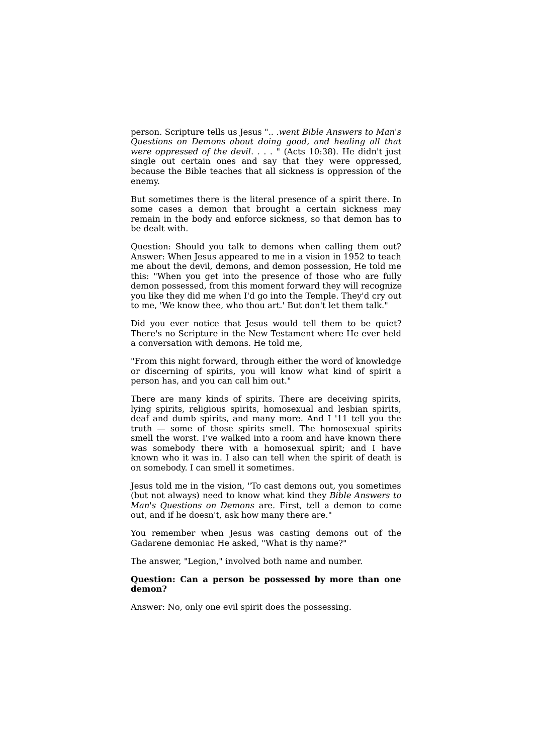person. Scripture tells us Jesus ".. .*went Bible Answers to Man's Questions on Demons about doing good, and healing all that were oppressed of the devil*. . . . " (Acts 10:38). He didn't just single out certain ones and say that they were oppressed, because the Bible teaches that all sickness is oppression of the enemy.

But sometimes there is the literal presence of a spirit there. In some cases a demon that brought a certain sickness may remain in the body and enforce sickness, so that demon has to be dealt with.

Question: Should you talk to demons when calling them out? Answer: When Jesus appeared to me in a vision in 1952 to teach me about the devil, demons, and demon possession, He told me this: "When you get into the presence of those who are fully demon possessed, from this moment forward they will recognize you like they did me when I'd go into the Temple. They'd cry out to me, 'We know thee, who thou art.' But don't let them talk."

Did you ever notice that Jesus would tell them to be quiet? There's no Scripture in the New Testament where He ever held a conversation with demons. He told me,

"From this night forward, through either the word of knowledge or discerning of spirits, you will know what kind of spirit a person has, and you can call him out."

There are many kinds of spirits. There are deceiving spirits, lying spirits, religious spirits, homosexual and lesbian spirits, deaf and dumb spirits, and many more. And I '11 tell you the truth — some of those spirits smell. The homosexual spirits smell the worst. I've walked into a room and have known there was somebody there with a homosexual spirit; and I have known who it was in. I also can tell when the spirit of death is on somebody. I can smell it sometimes.

Jesus told me in the vision, "To cast demons out, you sometimes (but not always) need to know what kind they *Bible Answers to Man's Questions on Demons* are. First, tell a demon to come out, and if he doesn't, ask how many there are."

You remember when Jesus was casting demons out of the Gadarene demoniac He asked, "What is thy name?"

The answer, "Legion," involved both name and number.

**Question: Can a person be possessed by more than one demon?**

Answer: No, only one evil spirit does the possessing.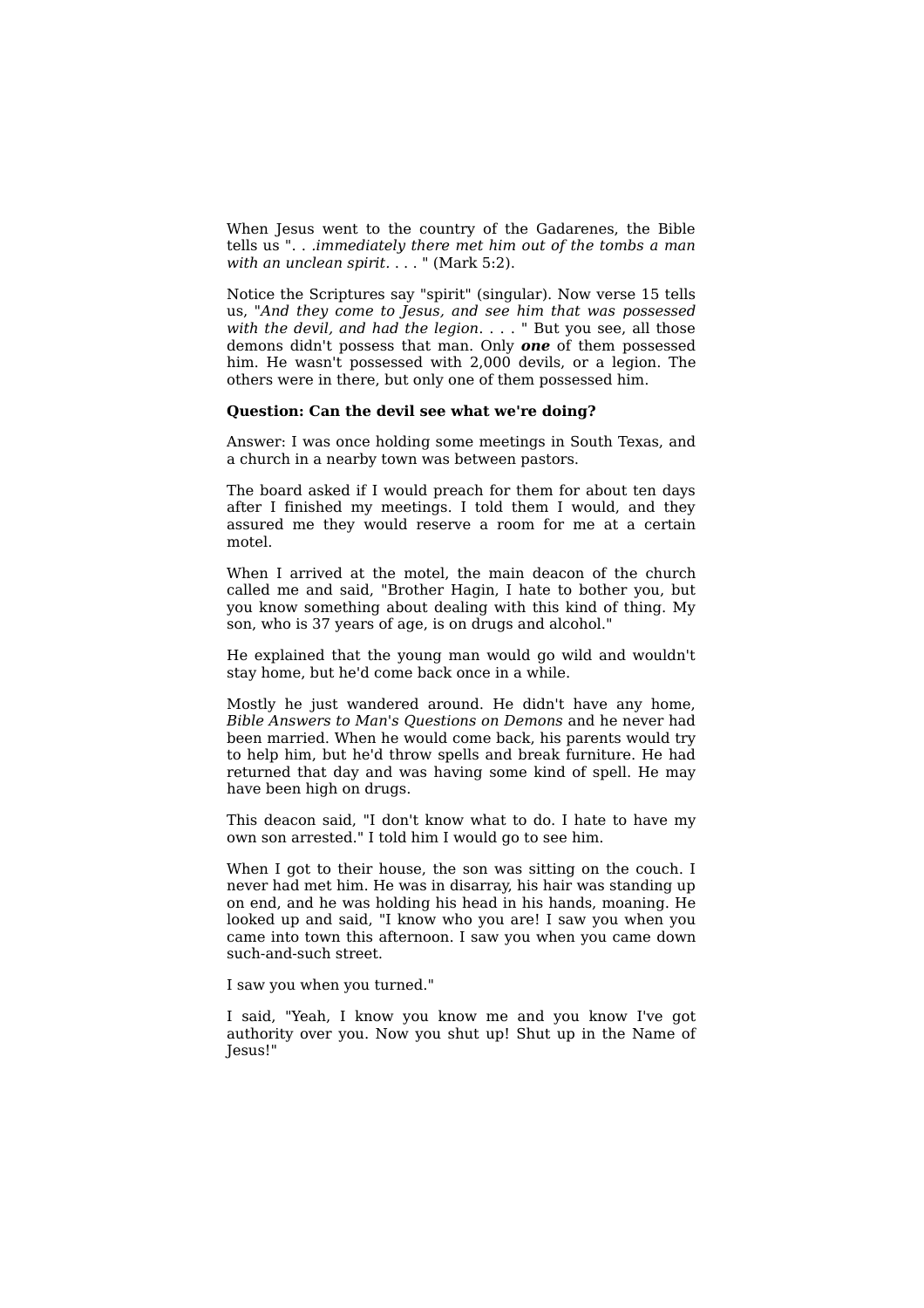When Jesus went to the country of the Gadarenes, the Bible tells us ". . .*immediately there met him out of the tombs a man with an unclean spirit*. . . . " (Mark 5:2).

Notice the Scriptures say "spirit" (singular). Now verse 15 tells us, "*And they come to Jesus, and see him that was possessed with the devil, and had the legion*. . . . " But you see, all those demons didn't possess that man. Only ***one*** of them possessed him. He wasn't possessed with 2,000 devils, or a legion. The others were in there, but only one of them possessed him.

**Question: Can the devil see what we're doing?**

Answer: I was once holding some meetings in South Texas, and a church in a nearby town was between pastors.

The board asked if I would preach for them for about ten days after I finished my meetings. I told them I would, and they assured me they would reserve a room for me at a certain motel.

When I arrived at the motel, the main deacon of the church called me and said, "Brother Hagin, I hate to bother you, but you know something about dealing with this kind of thing. My son, who is 37 years of age, is on drugs and alcohol."

He explained that the young man would go wild and wouldn't stay home, but he'd come back once in a while.

Mostly he just wandered around. He didn't have any home, and he never had been married. When he would come back, his parents would try to help him, but he'd throw spells and break furniture. He had returned that day and was having some kind of spell. He may have been high on drugs.

This deacon said, "I don't know what to do. I hate to have my own son arrested." I told him I would go to see him.

When I got to their house, the son was sitting on the couch. I never had met him. He was in disarray, his hair was standing up on end, and he was holding his head in his hands, moaning. He looked up and said, "I know who you are! I saw you when you came into town this afternoon. I saw you when you came down such-and-such street.

I saw you when you turned."

I said, "Yeah, I know you know me and you know I've got authority over you. Now you shut up! Shut up in the Name of Jesus!"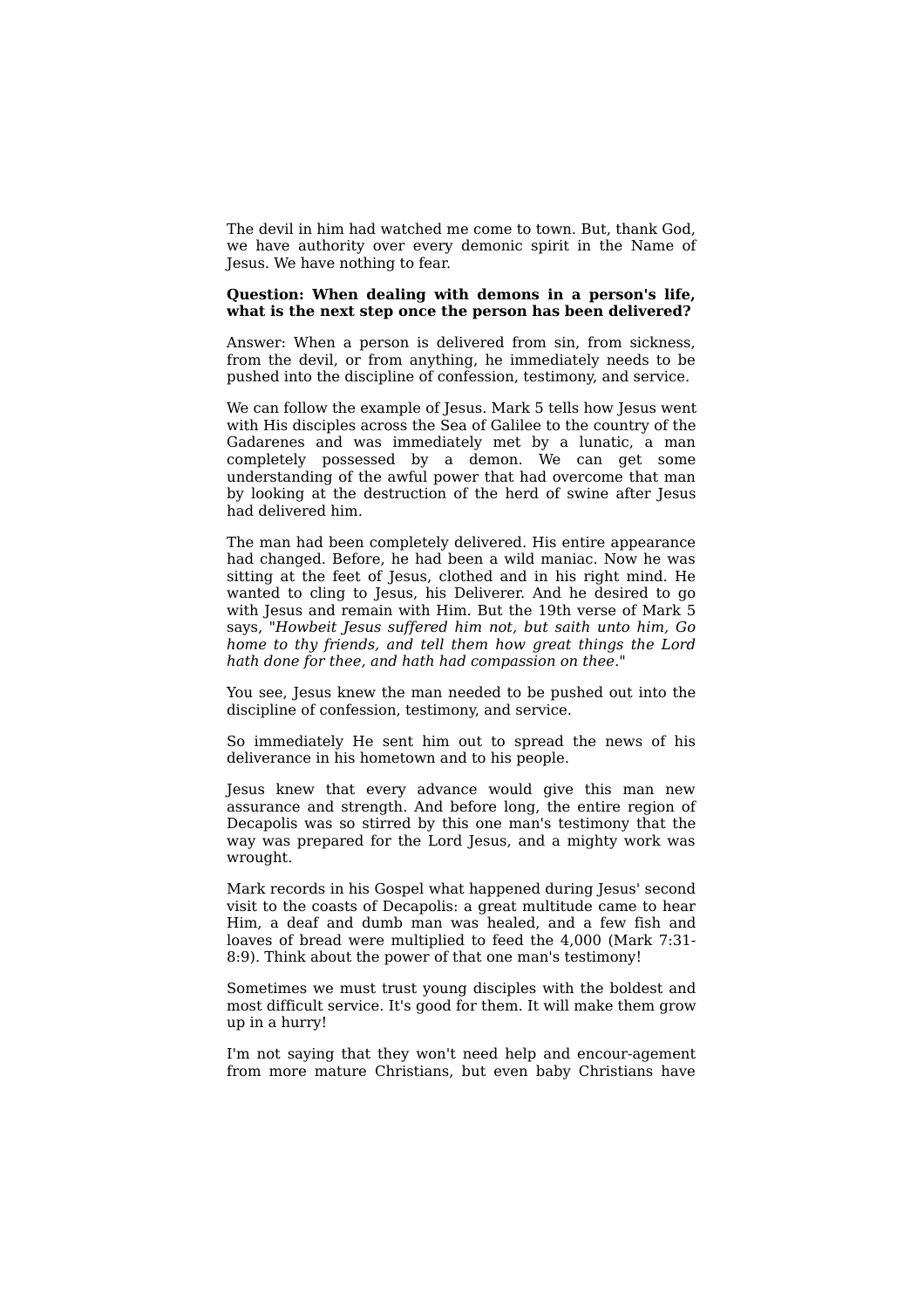The devil in him had watched me come to town. But, thank God, we have authority over every demonic spirit in the Name of Jesus. We have nothing to fear.

**Question: When dealing with demons in a person's life, what is the next step once the person has been delivered?**

Answer: When a person is delivered from sin, from sickness, from the devil, or from anything, he immediately needs to be pushed into the discipline of confession, testimony, and service.

We can follow the example of Jesus. Mark 5 tells how Jesus went with His disciples across the Sea of Galilee to the country of the Gadarenes and was immediately met by a lunatic, a man completely possessed by a demon. We can get some understanding of the awful power that had overcome that man by looking at the destruction of the herd of swine after Jesus had delivered him.

The man had been completely delivered. His entire appearance had changed. Before, he had been a wild maniac. Now he was sitting at the feet of Jesus, clothed and in his right mind. He wanted to cling to Jesus, his Deliverer. And he desired to go with Jesus and remain with Him. But the 19th verse of Mark 5 says, "*Howbeit Jesus suffered him not, but saith unto him, Go home to thy friends, and tell them how great things the Lord hath done for thee, and hath had compassion on thee*."

You see, Jesus knew the man needed to be pushed out into the discipline of confession, testimony, and service.

So immediately He sent him out to spread the news of his deliverance in his hometown and to his people.

Jesus knew that every advance would give this man new assurance and strength. And before long, the entire region of Decapolis was so stirred by this one man's testimony that the way was prepared for the Lord Jesus, and a mighty work was wrought.

Mark records in his Gospel what happened during Jesus' second visit to the coasts of Decapolis: a great multitude came to hear Him, a deaf and dumb man was healed, and a few fish and loaves of bread were multiplied to feed the 4,000 (Mark 7:31-8:9). Think about the power of that one man's testimony!

Sometimes we must trust young disciples with the boldest and most difficult service. It's good for them. It will make them grow up in a hurry!

I'm not saying that they won't need help and encour-agement from more mature Christians, but even baby Christians have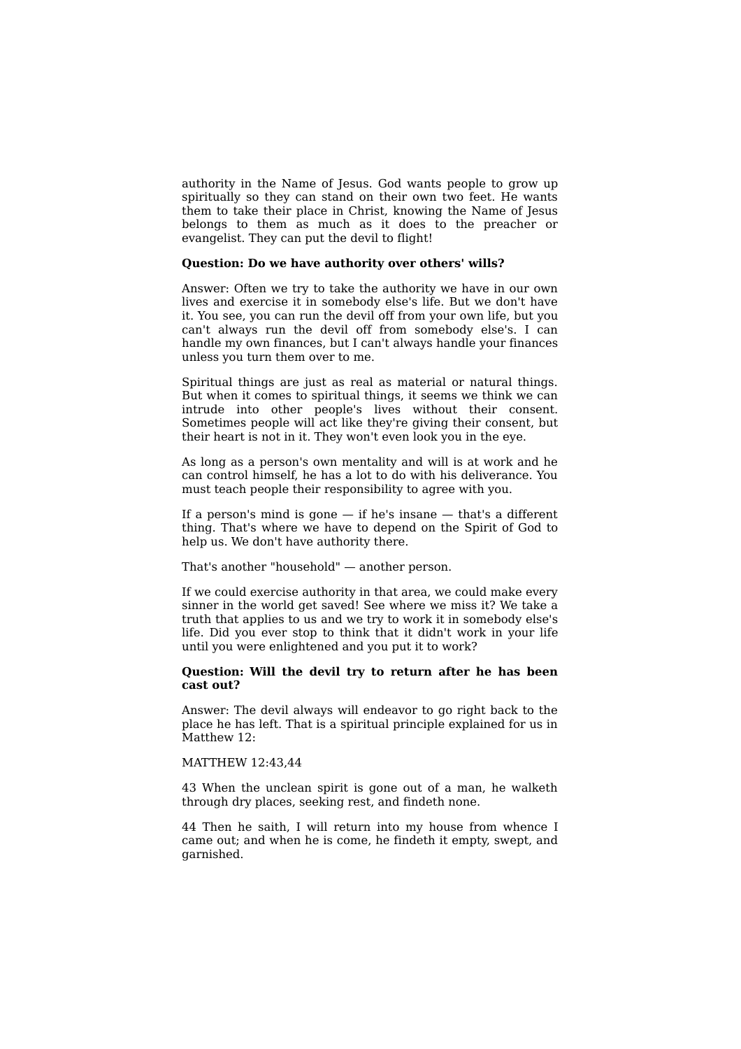authority in the Name of Jesus. God wants people to grow up spiritually so they can stand on their own two feet. He wants them to take their place in Christ, knowing the Name of Jesus belongs to them as much as it does to the preacher or evangelist. They can put the devil to flight!

**Question: Do we have authority over others' wills?**

Answer: Often we try to take the authority we have in our own lives and exercise it in somebody else's life. But we don't have it. You see, you can run the devil off from your own life, but you can't always run the devil off from somebody else's. I can handle my own finances, but I can't always handle your finances unless you turn them over to me.

Spiritual things are just as real as material or natural things. But when it comes to spiritual things, it seems we think we can intrude into other people's lives without their consent. Sometimes people will act like they're giving their consent, but their heart is not in it. They won't even look you in the eye.

As long as a person's own mentality and will is at work and he can control himself, he has a lot to do with his deliverance. You must teach people their responsibility to agree with you.

If a person's mind is gone — if he's insane — that's a different thing. That's where we have to depend on the Spirit of God to help us. We don't have authority there.

That's another "household" — another person.

If we could exercise authority in that area, we could make every sinner in the world get saved! See where we miss it? We take a truth that applies to us and we try to work it in somebody else's life. Did you ever stop to think that it didn't work in your life until you were enlightened and you put it to work?

**Question: Will the devil try to return after he has been cast out?**

Answer: The devil always will endeavor to go right back to the place he has left. That is a spiritual principle explained for us in Matthew 12:

MATTHEW 12:43,44

43 When the unclean spirit is gone out of a man, he walketh through dry places, seeking rest, and findeth none.

44 Then he saith, I will return into my house from whence I came out; and when he is come, he findeth it empty, swept, and garnished.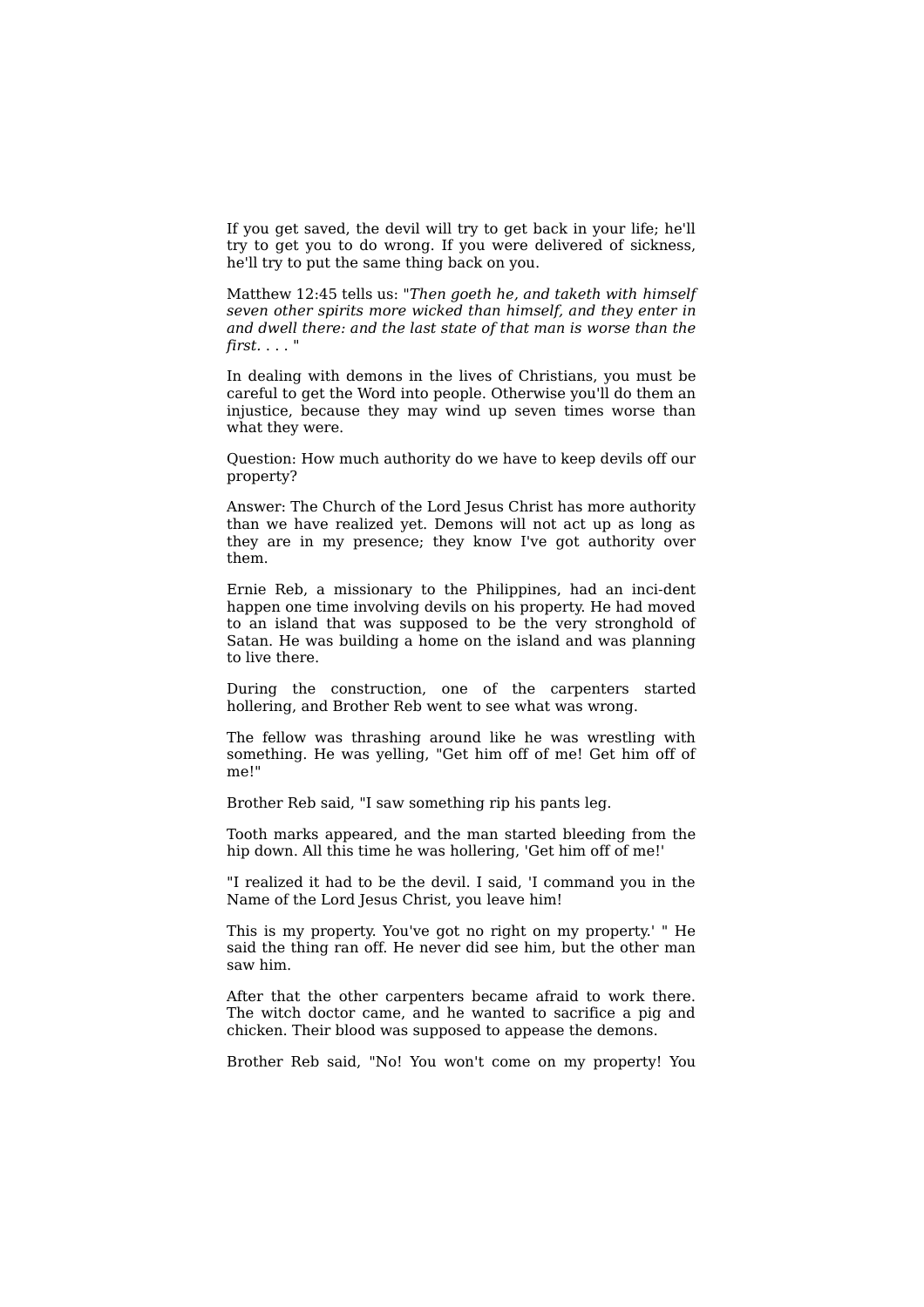If you get saved, the devil will try to get back in your life; he'll try to get you to do wrong. If you were delivered of sickness, he'll try to put the same thing back on you.

Matthew 12:45 tells us: "*Then goeth he, and taketh with himself seven other spirits more wicked than himself, and they enter in and dwell there: and the last state of that man is worse than the first. . . .* "

In dealing with demons in the lives of Christians, you must be careful to get the Word into people. Otherwise you'll do them an injustice, because they may wind up seven times worse than what they were.

Question: How much authority do we have to keep devils off our property?

Answer: The Church of the Lord Jesus Christ has more authority than we have realized yet. Demons will not act up as long as they are in my presence; they know I've got authority over them.

Ernie Reb, a missionary to the Philippines, had an inci-dent happen one time involving devils on his property. He had moved to an island that was supposed to be the very stronghold of Satan. He was building a home on the island and was planning to live there.

During the construction, one of the carpenters started hollering, and Brother Reb went to see what was wrong.

The fellow was thrashing around like he was wrestling with something. He was yelling, "Get him off of me! Get him off of me!"

Brother Reb said, "I saw something rip his pants leg.

Tooth marks appeared, and the man started bleeding from the hip down. All this time he was hollering, 'Get him off of me!'

"I realized it had to be the devil. I said, 'I command you in the Name of the Lord Jesus Christ, you leave him!

This is my property. You've got no right on my property.' " He said the thing ran off. He never did see him, but the other man saw him.

After that the other carpenters became afraid to work there. The witch doctor came, and he wanted to sacrifice a pig and chicken. Their blood was supposed to appease the demons.

Brother Reb said, "No! You won't come on my property! You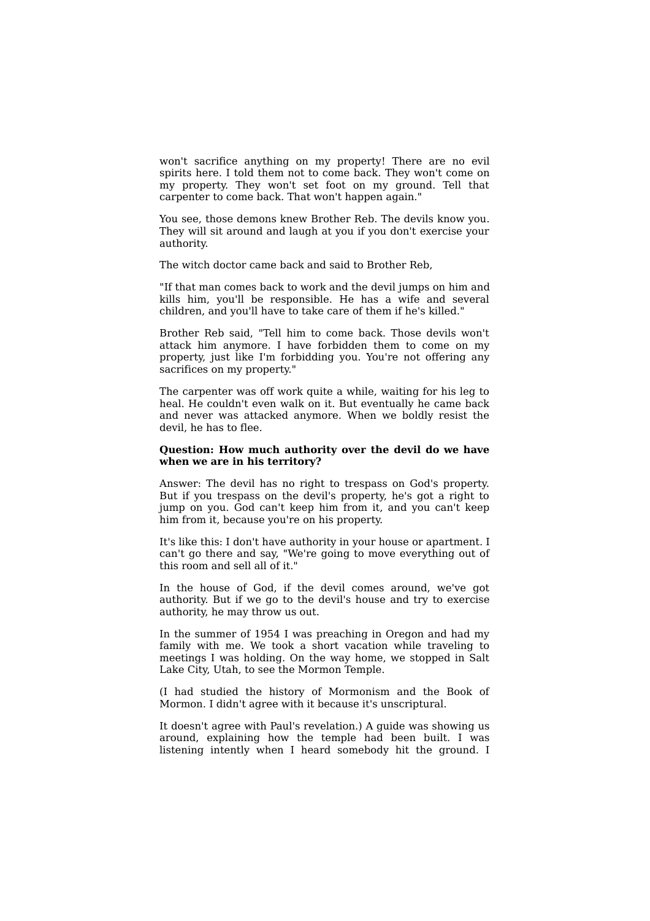won't sacrifice anything on my property! There are no evil spirits here. I told them not to come back. They won't come on my property. They won't set foot on my ground. Tell that carpenter to come back. That won't happen again."

You see, those demons knew Brother Reb. The devils know you. They will sit around and laugh at you if you don't exercise your authority.

The witch doctor came back and said to Brother Reb,

"If that man comes back to work and the devil jumps on him and kills him, you'll be responsible. He has a wife and several children, and you'll have to take care of them if he's killed."

Brother Reb said, "Tell him to come back. Those devils won't attack him anymore. I have forbidden them to come on my property, just like I'm forbidding you. You're not offering any sacrifices on my property."

The carpenter was off work quite a while, waiting for his leg to heal. He couldn't even walk on it. But eventually he came back and never was attacked anymore. When we boldly resist the devil, he has to flee.

**Question: How much authority over the devil do we have when we are in his territory?**

Answer: The devil has no right to trespass on God's property. But if you trespass on the devil's property, he's got a right to jump on you. God can't keep him from it, and you can't keep him from it, because you're on his property.

It's like this: I don't have authority in your house or apartment. I can't go there and say, "We're going to move everything out of this room and sell all of it."

In the house of God, if the devil comes around, we've got authority. But if we go to the devil's house and try to exercise authority, he may throw us out.

In the summer of 1954 I was preaching in Oregon and had my family with me. We took a short vacation while traveling to meetings I was holding. On the way home, we stopped in Salt Lake City, Utah, to see the Mormon Temple.

(I had studied the history of Mormonism and the Book of Mormon. I didn't agree with it because it's unscriptural.

It doesn't agree with Paul's revelation.) A guide was showing us around, explaining how the temple had been built. I was listening intently when I heard somebody hit the ground. I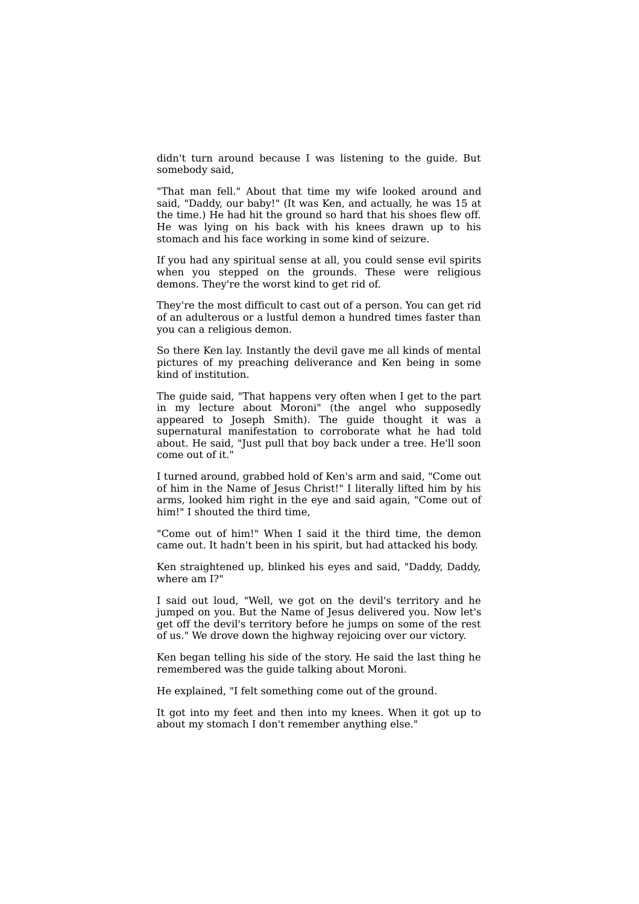didn't turn around because I was listening to the guide. But somebody said,

"That man fell." About that time my wife looked around and said, "Daddy, our baby!" (It was Ken, and actually, he was 15 at the time.) He had hit the ground so hard that his shoes flew off. He was lying on his back with his knees drawn up to his stomach and his face working in some kind of seizure.

If you had any spiritual sense at all, you could sense evil spirits when you stepped on the grounds. These were religious demons. They're the worst kind to get rid of.

They're the most difficult to cast out of a person. You can get rid of an adulterous or a lustful demon a hundred times faster than you can a religious demon.

So there Ken lay. Instantly the devil gave me all kinds of mental pictures of my preaching deliverance and Ken being in some kind of institution.

The guide said, "That happens very often when I get to the part in my lecture about Moroni" (the angel who supposedly appeared to Joseph Smith). The guide thought it was a supernatural manifestation to corroborate what he had told about. He said, "Just pull that boy back under a tree. He'll soon come out of it."

I turned around, grabbed hold of Ken's arm and said, "Come out of him in the Name of Jesus Christ!" I literally lifted him by his arms, looked him right in the eye and said again, "Come out of him!" I shouted the third time,

"Come out of him!" When I said it the third time, the demon came out. It hadn't been in his spirit, but had attacked his body.

Ken straightened up, blinked his eyes and said, "Daddy, Daddy, where am I?"

I said out loud, "Well, we got on the devil's territory and he jumped on you. But the Name of Jesus delivered you. Now let's get off the devil's territory before he jumps on some of the rest of us." We drove down the highway rejoicing over our victory.

Ken began telling his side of the story. He said the last thing he remembered was the guide talking about Moroni.

He explained, "I felt something come out of the ground.

It got into my feet and then into my knees. When it got up to about my stomach I don't remember anything else."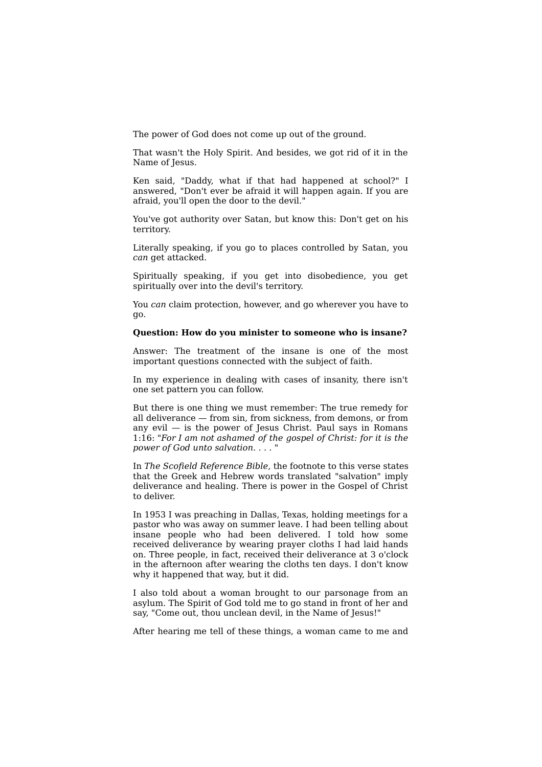The power of God does not come up out of the ground.

That wasn't the Holy Spirit. And besides, we got rid of it in the Name of Jesus.

Ken said, "Daddy, what if that had happened at school?" I answered, "Don't ever be afraid it will happen again. If you are afraid, you'll open the door to the devil."

You've got authority over Satan, but know this: Don't get on his territory.

Literally speaking, if you go to places controlled by Satan, you *can* get attacked.

Spiritually speaking, if you get into disobedience, you get spiritually over into the devil's territory.

You *can* claim protection, however, and go wherever you have to go.

**Question: How do you minister to someone who is insane?**

Answer: The treatment of the insane is one of the most important questions connected with the subject of faith.

In my experience in dealing with cases of insanity, there isn't one set pattern you can follow.

But there is one thing we must remember: The true remedy for all deliverance — from sin, from sickness, from demons, or from any evil — is the power of Jesus Christ. Paul says in Romans 1:16: "*For I am not ashamed of the gospel of Christ: for it is the power of God unto salvation. . . .* "

In *The Scofield Reference Bible,* the footnote to this verse states that the Greek and Hebrew words translated "salvation" imply deliverance and healing. There is power in the Gospel of Christ to deliver.

In 1953 I was preaching in Dallas, Texas, holding meetings for a pastor who was away on summer leave. I had been telling about insane people who had been delivered. I told how some received deliverance by wearing prayer cloths I had laid hands on. Three people, in fact, received their deliverance at 3 o'clock in the afternoon after wearing the cloths ten days. I don't know why it happened that way, but it did.

I also told about a woman brought to our parsonage from an asylum. The Spirit of God told me to go stand in front of her and say, "Come out, thou unclean devil, in the Name of Jesus!"

After hearing me tell of these things, a woman came to me and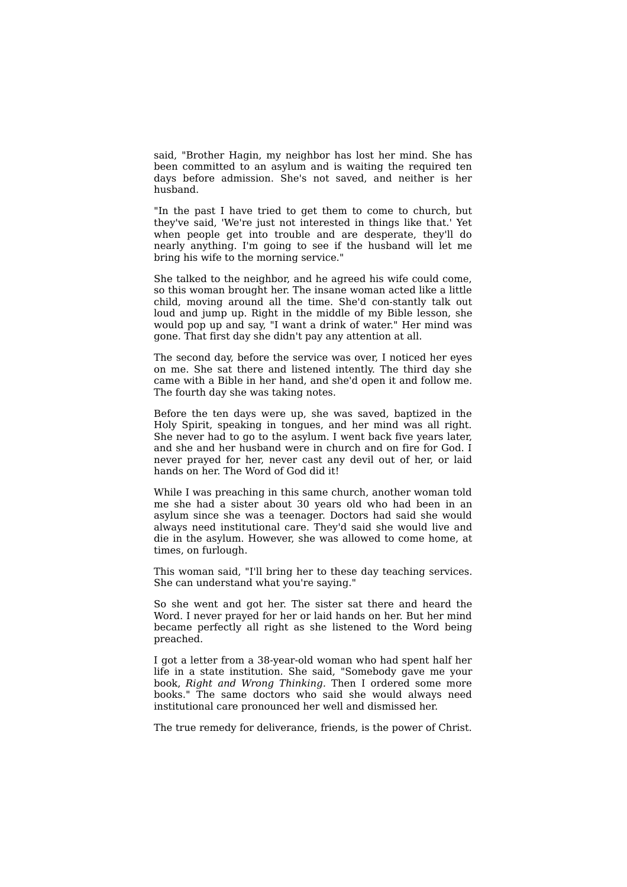said, "Brother Hagin, my neighbor has lost her mind. She has been committed to an asylum and is waiting the required ten days before admission. She's not saved, and neither is her husband.

"In the past I have tried to get them to come to church, but they've said, 'We're just not interested in things like that.' Yet when people get into trouble and are desperate, they'll do nearly anything. I'm going to see if the husband will let me bring his wife to the morning service."

She talked to the neighbor, and he agreed his wife could come, so this woman brought her. The insane woman acted like a little child, moving around all the time. She'd con-stantly talk out loud and jump up. Right in the middle of my Bible lesson, she would pop up and say, "I want a drink of water." Her mind was gone. That first day she didn't pay any attention at all.

The second day, before the service was over, I noticed her eyes on me. She sat there and listened intently. The third day she came with a Bible in her hand, and she'd open it and follow me. The fourth day she was taking notes.

Before the ten days were up, she was saved, baptized in the Holy Spirit, speaking in tongues, and her mind was all right. She never had to go to the asylum. I went back five years later, and she and her husband were in church and on fire for God. I never prayed for her, never cast any devil out of her, or laid hands on her. The Word of God did it!

While I was preaching in this same church, another woman told me she had a sister about 30 years old who had been in an asylum since she was a teenager. Doctors had said she would always need institutional care. They'd said she would live and die in the asylum. However, she was allowed to come home, at times, on furlough.

This woman said, "I'll bring her to these day teaching services. She can understand what you're saying."

So she went and got her. The sister sat there and heard the Word. I never prayed for her or laid hands on her. But her mind became perfectly all right as she listened to the Word being preached.

I got a letter from a 38-year-old woman who had spent half her life in a state institution. She said, "Somebody gave me your book, *Right and Wrong Thinking.* Then I ordered some more books." The same doctors who said she would always need institutional care pronounced her well and dismissed her.

The true remedy for deliverance, friends, is the power of Christ.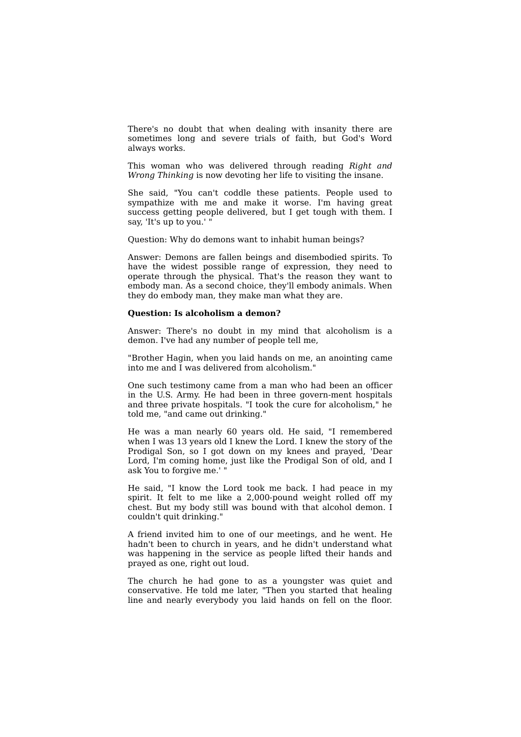There's no doubt that when dealing with insanity there are sometimes long and severe trials of faith, but God's Word always works.

This woman who was delivered through reading *Right and Wrong Thinking* is now devoting her life to visiting the insane.

She said, "You can't coddle these patients. People used to sympathize with me and make it worse. I'm having great success getting people delivered, but I get tough with them. I say, 'It's up to you.' "

Question: Why do demons want to inhabit human beings?

Answer: Demons are fallen beings and disembodied spirits. To have the widest possible range of expression, they need to operate through the physical. That's the reason they want to embody man. As a second choice, they'll embody animals. When they do embody man, they make man what they are.

**Question: Is alcoholism a demon?**

Answer: There's no doubt in my mind that alcoholism is a demon. I've had any number of people tell me,

"Brother Hagin, when you laid hands on me, an anointing came into me and I was delivered from alcoholism."

One such testimony came from a man who had been an officer in the U.S. Army. He had been in three govern-ment hospitals and three private hospitals. "I took the cure for alcoholism," he told me, "and came out drinking."

He was a man nearly 60 years old. He said, "I remembered when I was 13 years old I knew the Lord. I knew the story of the Prodigal Son, so I got down on my knees and prayed, 'Dear Lord, I'm coming home, just like the Prodigal Son of old, and I ask You to forgive me.' "

He said, "I know the Lord took me back. I had peace in my spirit. It felt to me like a 2,000-pound weight rolled off my chest. But my body still was bound with that alcohol demon. I couldn't quit drinking."

A friend invited him to one of our meetings, and he went. He hadn't been to church in years, and he didn't understand what was happening in the service as people lifted their hands and prayed as one, right out loud.

The church he had gone to as a youngster was quiet and conservative. He told me later, "Then you started that healing line and nearly everybody you laid hands on fell on the floor.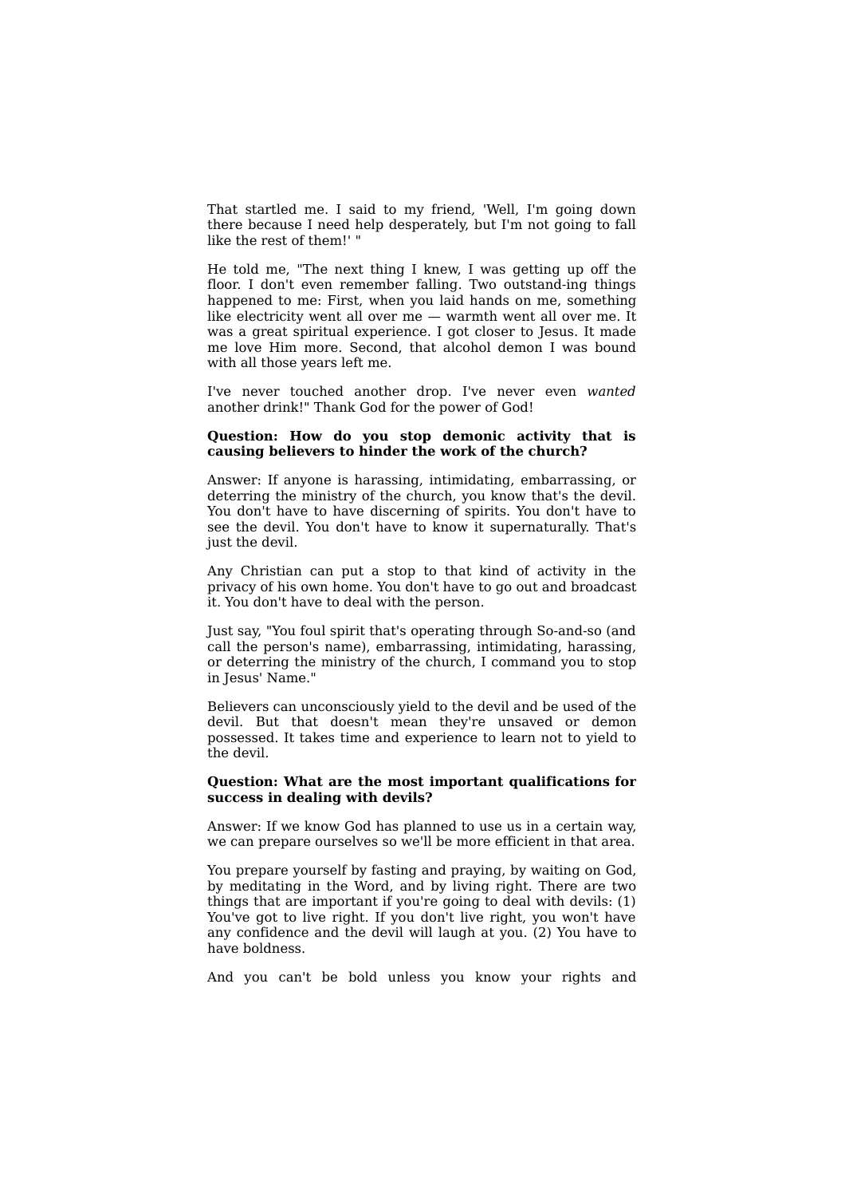That startled me. I said to my friend, 'Well, I'm going down there because I need help desperately, but I'm not going to fall like the rest of them!' "

He told me, "The next thing I knew, I was getting up off the floor. I don't even remember falling. Two outstand-ing things happened to me: First, when you laid hands on me, something like electricity went all over me — warmth went all over me. It was a great spiritual experience. I got closer to Jesus. It made me love Him more. Second, that alcohol demon I was bound with all those years left me.

I've never touched another drop. I've never even *wanted* another drink!" Thank God for the power of God!

**Question: How do you stop demonic activity that is causing believers to hinder the work of the church?**

Answer: If anyone is harassing, intimidating, embarrassing, or deterring the ministry of the church, you know that's the devil. You don't have to have discerning of spirits. You don't have to see the devil. You don't have to know it supernaturally. That's just the devil.

Any Christian can put a stop to that kind of activity in the privacy of his own home. You don't have to go out and broadcast it. You don't have to deal with the person.

Just say, "You foul spirit that's operating through So-and-so (and call the person's name), embarrassing, intimidating, harassing, or deterring the ministry of the church, I command you to stop in Jesus' Name."

Believers can unconsciously yield to the devil and be used of the devil. But that doesn't mean they're unsaved or demon possessed. It takes time and experience to learn not to yield to the devil.

**Question: What are the most important qualifications for success in dealing with devils?**

Answer: If we know God has planned to use us in a certain way, we can prepare ourselves so we'll be more efficient in that area.

You prepare yourself by fasting and praying, by waiting on God, by meditating in the Word, and by living right. There are two things that are important if you're going to deal with devils: (1) You've got to live right. If you don't live right, you won't have any confidence and the devil will laugh at you. (2) You have to have boldness.

And you can't be bold unless you know your rights and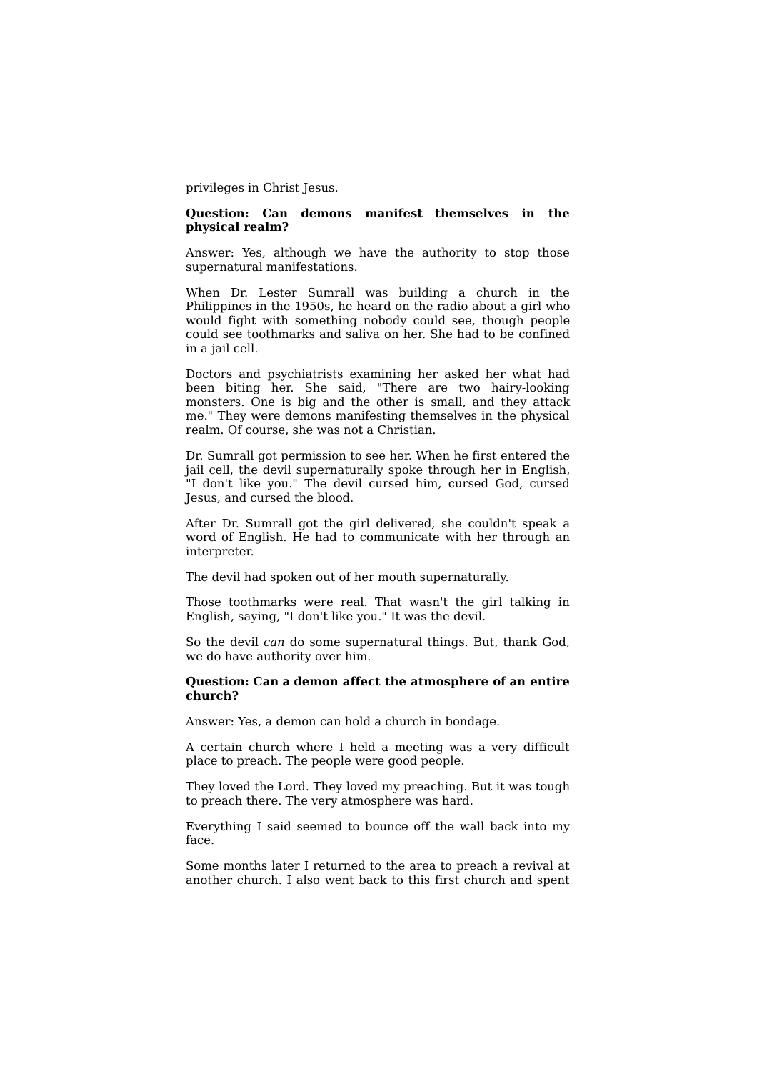privileges in Christ Jesus.

**Question: Can demons manifest themselves in the physical realm?**

Answer: Yes, although we have the authority to stop those supernatural manifestations.

When Dr. Lester Sumrall was building a church in the Philippines in the 1950s, he heard on the radio about a girl who would fight with something nobody could see, though people could see toothmarks and saliva on her. She had to be confined in a jail cell.

Doctors and psychiatrists examining her asked her what had been biting her. She said, "There are two hairy-looking monsters. One is big and the other is small, and they attack me." They were demons manifesting themselves in the physical realm. Of course, she was not a Christian.

Dr. Sumrall got permission to see her. When he first entered the jail cell, the devil supernaturally spoke through her in English, "I don't like you." The devil cursed him, cursed God, cursed Jesus, and cursed the blood.

After Dr. Sumrall got the girl delivered, she couldn't speak a word of English. He had to communicate with her through an interpreter.

The devil had spoken out of her mouth supernaturally.

Those toothmarks were real. That wasn't the girl talking in English, saying, "I don't like you." It was the devil.

So the devil *can* do some supernatural things. But, thank God, we do have authority over him.

**Question: Can a demon affect the atmosphere of an entire church?**

Answer: Yes, a demon can hold a church in bondage.

A certain church where I held a meeting was a very difficult place to preach. The people were good people.

They loved the Lord. They loved my preaching. But it was tough to preach there. The very atmosphere was hard.

Everything I said seemed to bounce off the wall back into my face.

Some months later I returned to the area to preach a revival at another church. I also went back to this first church and spent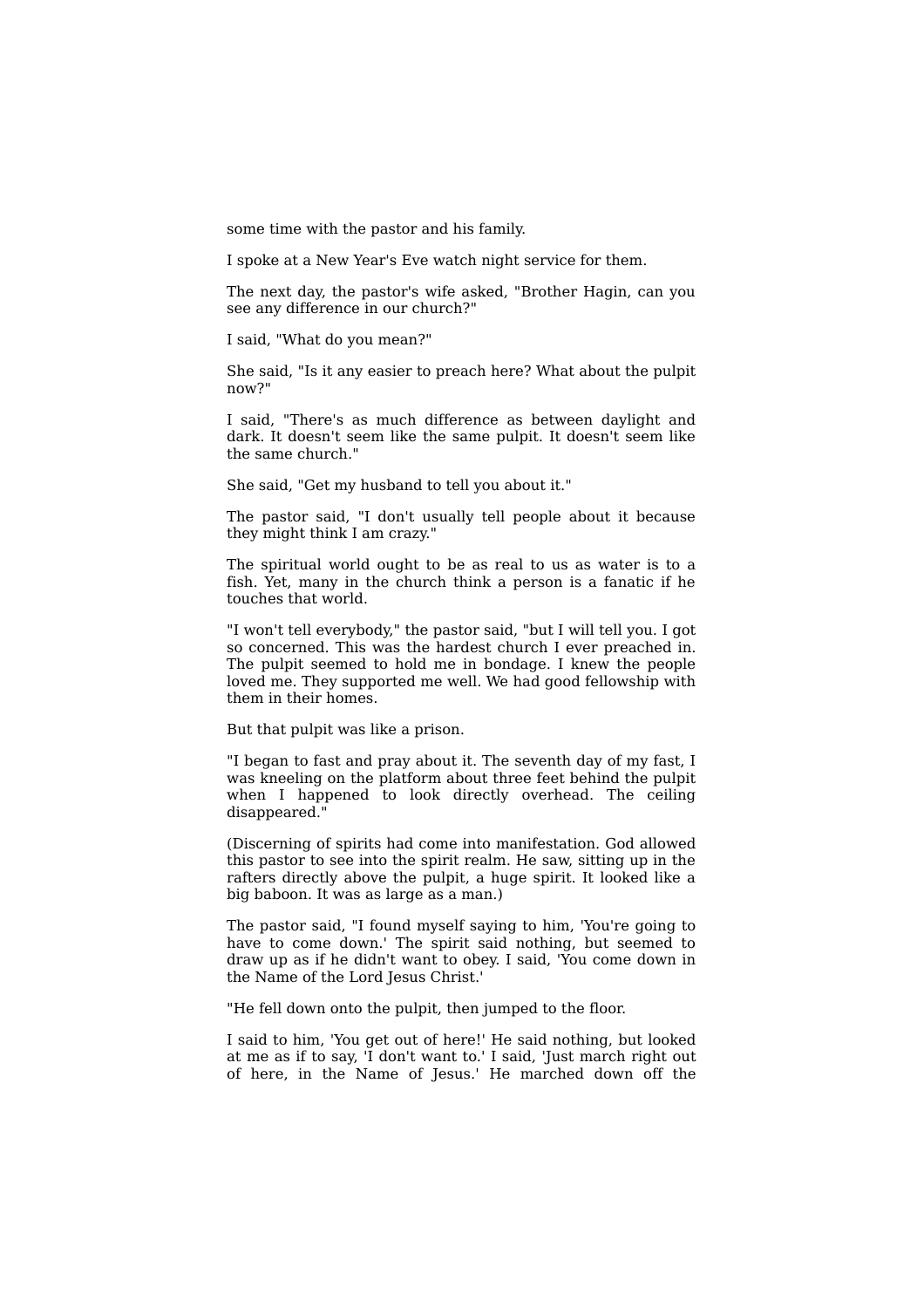some time with the pastor and his family.

I spoke at a New Year's Eve watch night service for them.

The next day, the pastor's wife asked, "Brother Hagin, can you see any difference in our church?"

I said, "What do you mean?"

She said, "Is it any easier to preach here? What about the pulpit now?"

I said, "There's as much difference as between daylight and dark. It doesn't seem like the same pulpit. It doesn't seem like the same church."

She said, "Get my husband to tell you about it."

The pastor said, "I don't usually tell people about it because they might think I am crazy."

The spiritual world ought to be as real to us as water is to a fish. Yet, many in the church think a person is a fanatic if he touches that world.

"I won't tell everybody," the pastor said, "but I will tell you. I got so concerned. This was the hardest church I ever preached in. The pulpit seemed to hold me in bondage. I knew the people loved me. They supported me well. We had good fellowship with them in their homes.

But that pulpit was like a prison.

"I began to fast and pray about it. The seventh day of my fast, I was kneeling on the platform about three feet behind the pulpit when I happened to look directly overhead. The ceiling disappeared."

(Discerning of spirits had come into manifestation. God allowed this pastor to see into the spirit realm. He saw, sitting up in the rafters directly above the pulpit, a huge spirit. It looked like a big baboon. It was as large as a man.)

The pastor said, "I found myself saying to him, 'You're going to have to come down.' The spirit said nothing, but seemed to draw up as if he didn't want to obey. I said, 'You come down in the Name of the Lord Jesus Christ.'

"He fell down onto the pulpit, then jumped to the floor.

I said to him, 'You get out of here!' He said nothing, but looked at me as if to say, 'I don't want to.' I said, 'Just march right out of here, in the Name of Jesus.' He marched down off the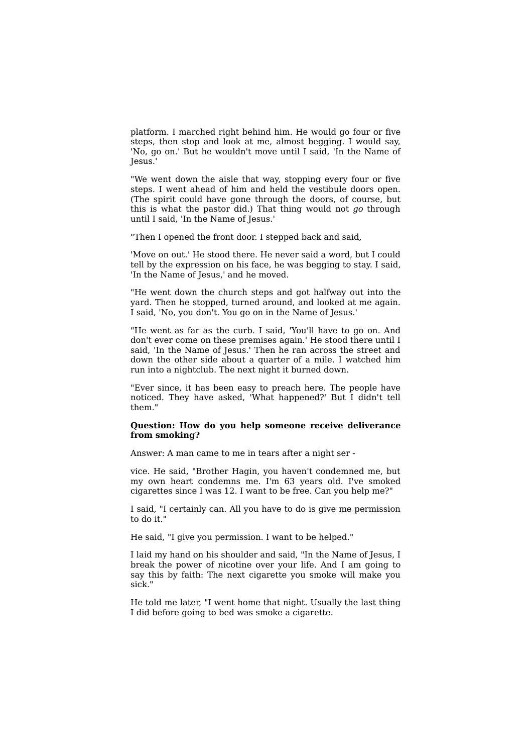platform. I marched right behind him. He would go four or five steps, then stop and look at me, almost begging. I would say, 'No, go on.' But he wouldn't move until I said, 'In the Name of Jesus.'

"We went down the aisle that way, stopping every four or five steps. I went ahead of him and held the vestibule doors open. (The spirit could have gone through the doors, of course, but this is what the pastor did.) That thing would not *go* through until I said, 'In the Name of Jesus.'

"Then I opened the front door. I stepped back and said,

'Move on out.' He stood there. He never said a word, but I could tell by the expression on his face, he was begging to stay. I said, 'In the Name of Jesus,' and he moved.

"He went down the church steps and got halfway out into the yard. Then he stopped, turned around, and looked at me again. I said, 'No, you don't. You go on in the Name of Jesus.'

"He went as far as the curb. I said, 'You'll have to go on. And don't ever come on these premises again.' He stood there until I said, 'In the Name of Jesus.' Then he ran across the street and down the other side about a quarter of a mile. I watched him run into a nightclub. The next night it burned down.

"Ever since, it has been easy to preach here. The people have noticed. They have asked, 'What happened?' But I didn't tell them."

**Question: How do you help someone receive deliverance from smoking?**

Answer: A man came to me in tears after a night service. He said, "Brother Hagin, you haven't condemned me, but my own heart condemns me. I'm 63 years old. I've smoked cigarettes since I was 12. I want to be free. Can you help me?"

I said, "I certainly can. All you have to do is give me permission to do it."

He said, "I give you permission. I want to be helped."

I laid my hand on his shoulder and said, "In the Name of Jesus, I break the power of nicotine over your life. And I am going to say this by faith: The next cigarette you smoke will make you sick."

He told me later, "I went home that night. Usually the last thing I did before going to bed was smoke a cigarette.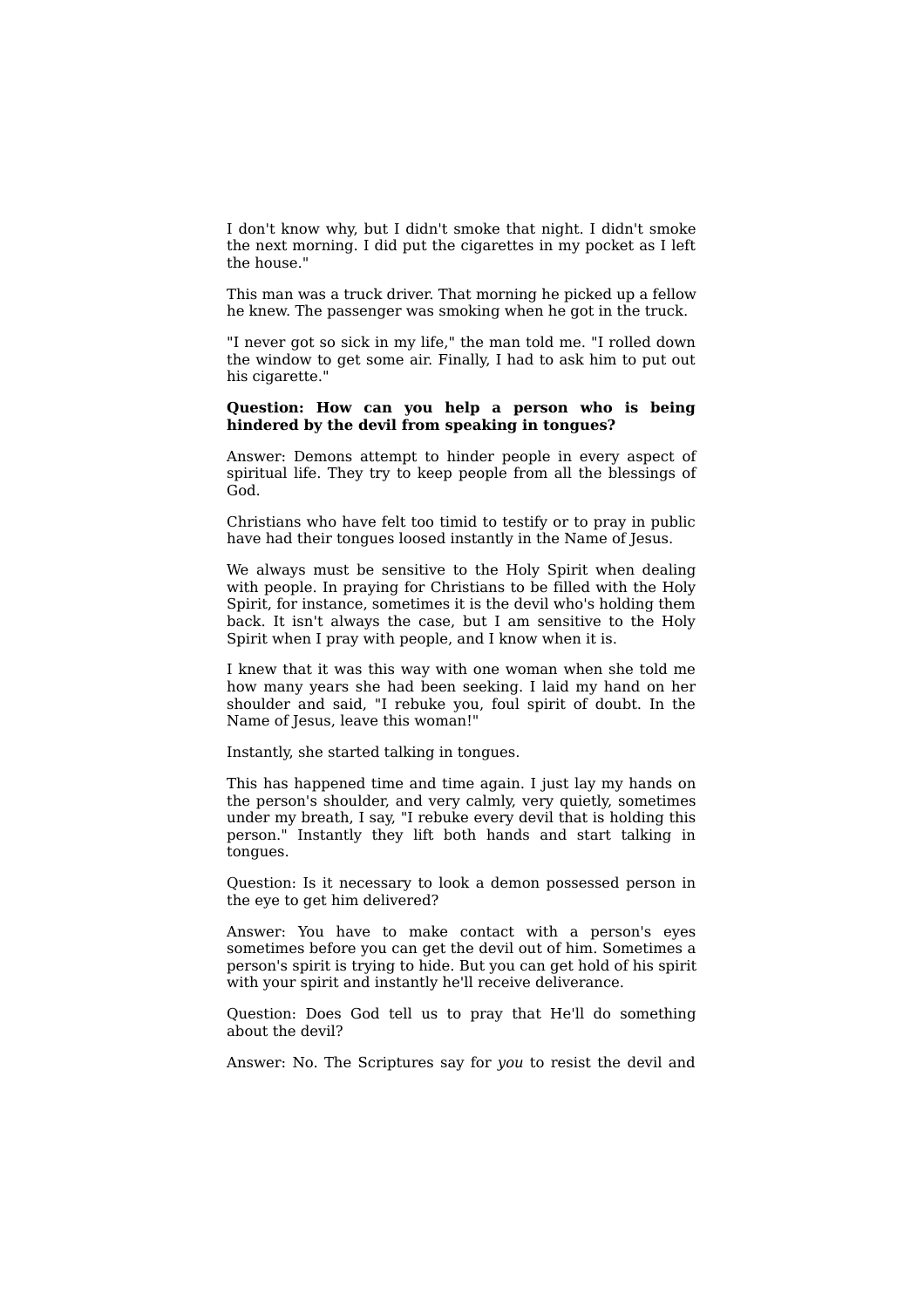I don't know why, but I didn't smoke that night. I didn't smoke the next morning. I did put the cigarettes in my pocket as I left the house."

This man was a truck driver. That morning he picked up a fellow he knew. The passenger was smoking when he got in the truck.

"I never got so sick in my life," the man told me. "I rolled down the window to get some air. Finally, I had to ask him to put out his cigarette."

**Question: How can you help a person who is being hindered by the devil from speaking in tongues?**

Answer: Demons attempt to hinder people in every aspect of spiritual life. They try to keep people from all the blessings of God.

Christians who have felt too timid to testify or to pray in public have had their tongues loosed instantly in the Name of Jesus.

We always must be sensitive to the Holy Spirit when dealing with people. In praying for Christians to be filled with the Holy Spirit, for instance, sometimes it is the devil who's holding them back. It isn't always the case, but I am sensitive to the Holy Spirit when I pray with people, and I know when it is.

I knew that it was this way with one woman when she told me how many years she had been seeking. I laid my hand on her shoulder and said, "I rebuke you, foul spirit of doubt. In the Name of Jesus, leave this woman!"

Instantly, she started talking in tongues.

This has happened time and time again. I just lay my hands on the person's shoulder, and very calmly, very quietly, sometimes under my breath, I say, "I rebuke every devil that is holding this person." Instantly they lift both hands and start talking in tongues.

Question: Is it necessary to look a demon possessed person in the eye to get him delivered?

Answer: You have to make contact with a person's eyes sometimes before you can get the devil out of him. Sometimes a person's spirit is trying to hide. But you can get hold of his spirit with your spirit and instantly he'll receive deliverance.

Question: Does God tell us to pray that He'll do something about the devil?

Answer: No. The Scriptures say for *you* to resist the devil and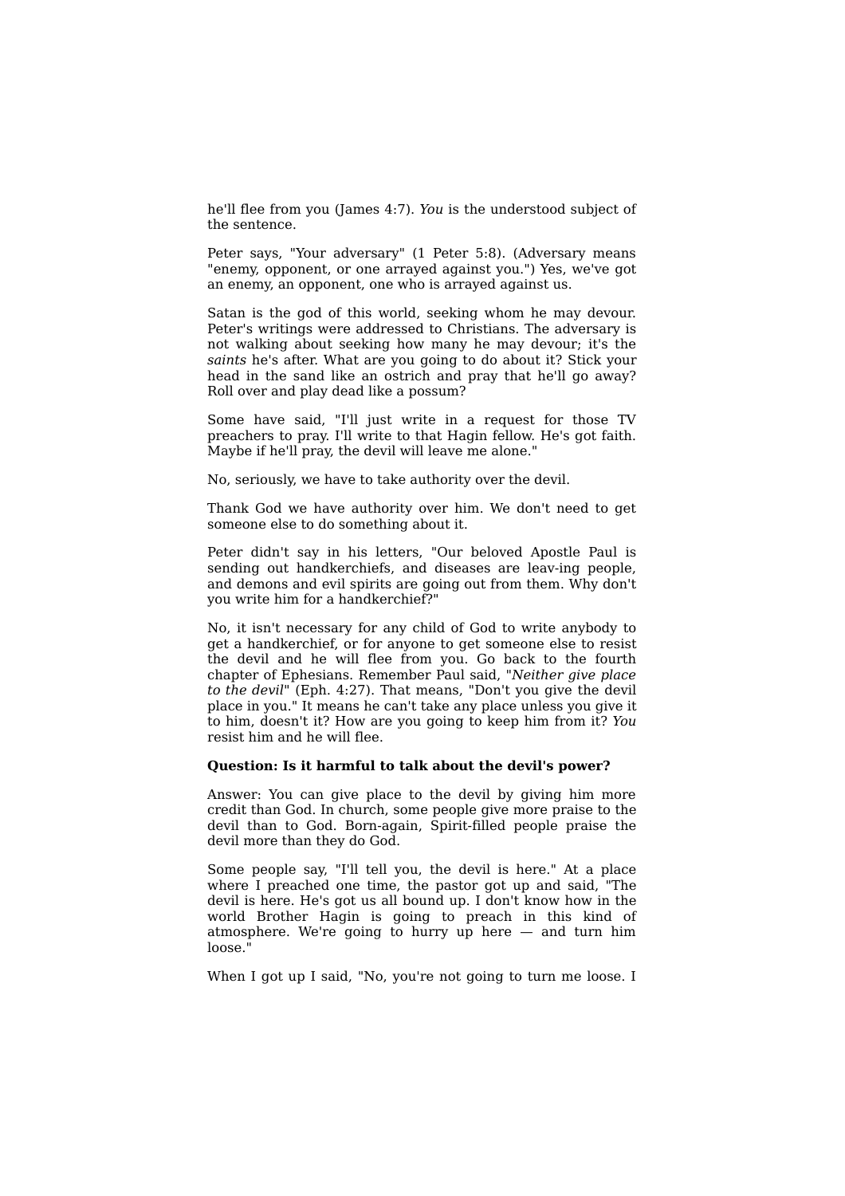he'll flee from you (James 4:7). *You* is the understood subject of the sentence.

Peter says, "Your adversary" (1 Peter 5:8). (Adversary means "enemy, opponent, or one arrayed against you.") Yes, we've got an enemy, an opponent, one who is arrayed against us.

Satan is the god of this world, seeking whom he may devour. Peter's writings were addressed to Christians. The adversary is not walking about seeking how many he may devour; it's the *saints* he's after. What are you going to do about it? Stick your head in the sand like an ostrich and pray that he'll go away? Roll over and play dead like a possum?

Some have said, "I'll just write in a request for those TV preachers to pray. I'll write to that Hagin fellow. He's got faith. Maybe if he'll pray, the devil will leave me alone."

No, seriously, we have to take authority over the devil.

Thank God we have authority over him. We don't need to get someone else to do something about it.

Peter didn't say in his letters, "Our beloved Apostle Paul is sending out handkerchiefs, and diseases are leav-ing people, and demons and evil spirits are going out from them. Why don't you write him for a handkerchief?"

No, it isn't necessary for any child of God to write anybody to get a handkerchief, or for anyone to get someone else to resist the devil and he will flee from you. Go back to the fourth chapter of Ephesians. Remember Paul said, "*Neither give place to the devil*" (Eph. 4:27). That means, "Don't you give the devil place in you." It means he can't take any place unless you give it to him, doesn't it? How are you going to keep him from it? *You* resist him and he will flee.

**Question: Is it harmful to talk about the devil's power?**

Answer: You can give place to the devil by giving him more credit than God. In church, some people give more praise to the devil than to God. Born-again, Spirit-filled people praise the devil more than they do God.

Some people say, "I'll tell you, the devil is here." At a place where I preached one time, the pastor got up and said, "The devil is here. He's got us all bound up. I don't know how in the world Brother Hagin is going to preach in this kind of atmosphere. We're going to hurry up here — and turn him loose."

When I got up I said, "No, you're not going to turn me loose. I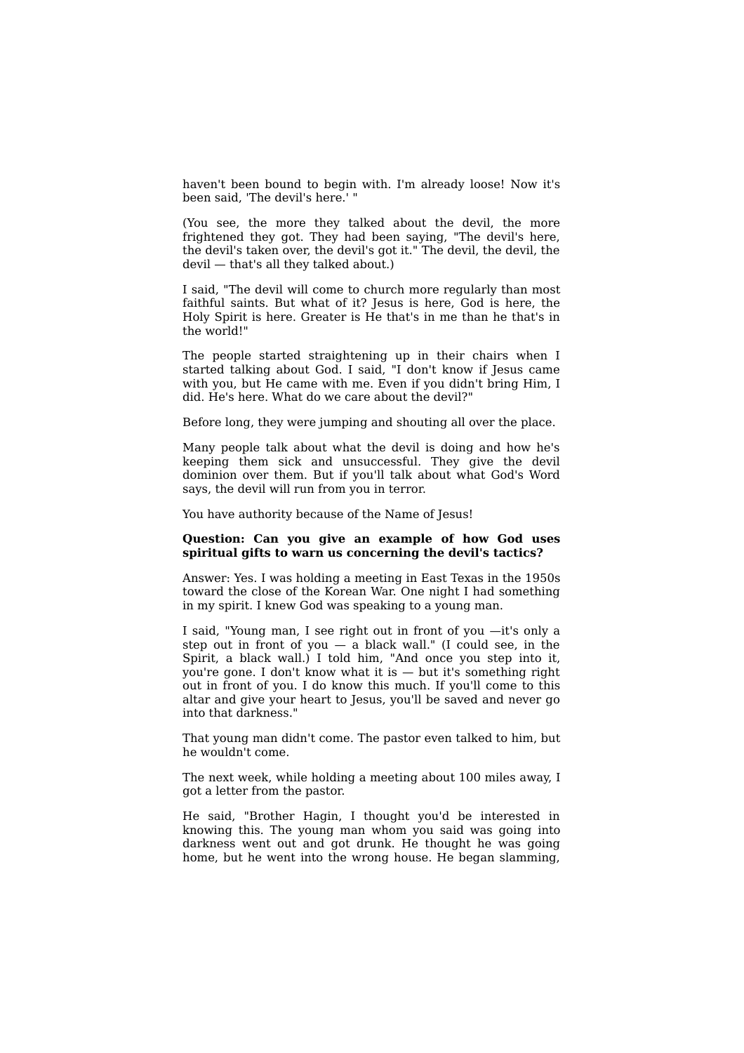haven't been bound to begin with. I'm already loose! Now it's been said, 'The devil's here.' "

(You see, the more they talked about the devil, the more frightened they got. They had been saying, "The devil's here, the devil's taken over, the devil's got it." The devil, the devil, the devil — that's all they talked about.)

I said, "The devil will come to church more regularly than most faithful saints. But what of it? Jesus is here, God is here, the Holy Spirit is here. Greater is He that's in me than he that's in the world!"

The people started straightening up in their chairs when I started talking about God. I said, "I don't know if Jesus came with you, but He came with me. Even if you didn't bring Him, I did. He's here. What do we care about the devil?"

Before long, they were jumping and shouting all over the place.

Many people talk about what the devil is doing and how he's keeping them sick and unsuccessful. They give the devil dominion over them. But if you'll talk about what God's Word says, the devil will run from you in terror.

You have authority because of the Name of Jesus!

**Question: Can you give an example of how God uses spiritual gifts to warn us concerning the devil's tactics?**

Answer: Yes. I was holding a meeting in East Texas in the 1950s toward the close of the Korean War. One night I had something in my spirit. I knew God was speaking to a young man.

I said, "Young man, I see right out in front of you —it's only a step out in front of you — a black wall." (I could see, in the Spirit, a black wall.) I told him, "And once you step into it, you're gone. I don't know what it is — but it's something right out in front of you. I do know this much. If you'll come to this altar and give your heart to Jesus, you'll be saved and never go into that darkness."

That young man didn't come. The pastor even talked to him, but he wouldn't come.

The next week, while holding a meeting about 100 miles away, I got a letter from the pastor.

He said, "Brother Hagin, I thought you'd be interested in knowing this. The young man whom you said was going into darkness went out and got drunk. He thought he was going home, but he went into the wrong house. He began slamming,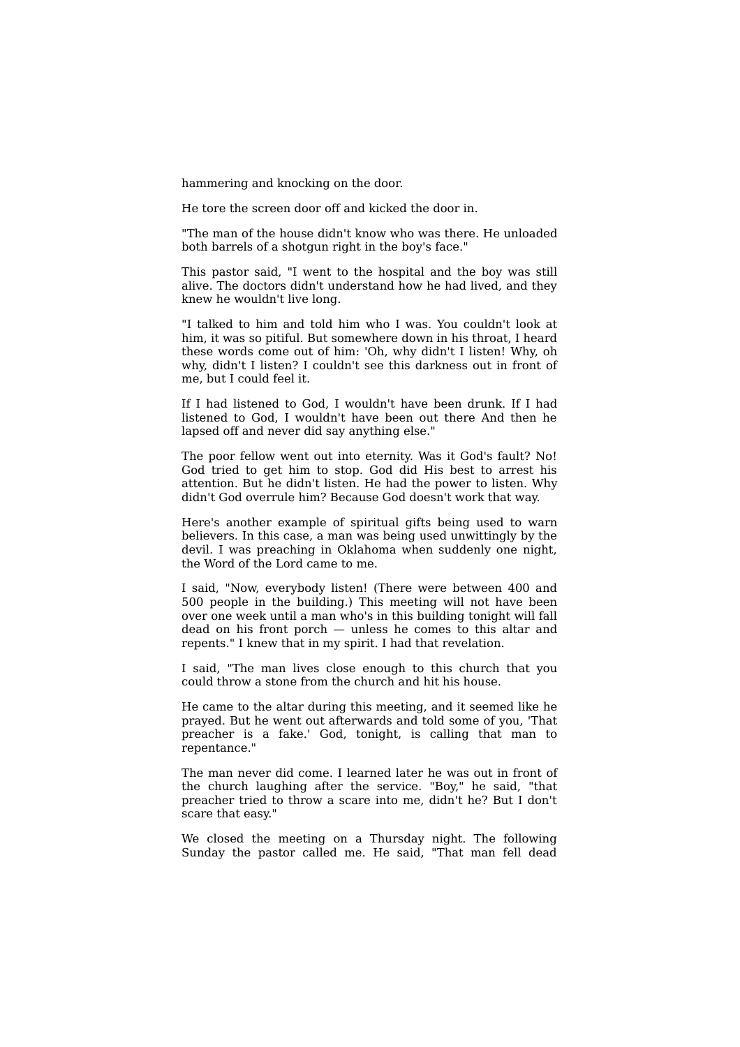hammering and knocking on the door.

He tore the screen door off and kicked the door in.

"The man of the house didn't know who was there. He unloaded both barrels of a shotgun right in the boy's face."

This pastor said, "I went to the hospital and the boy was still alive. The doctors didn't understand how he had lived, and they knew he wouldn't live long.

"I talked to him and told him who I was. You couldn't look at him, it was so pitiful. But somewhere down in his throat, I heard these words come out of him: 'Oh, why didn't I listen! Why, oh why, didn't I listen? I couldn't see this darkness out in front of me, but I could feel it.

If I had listened to God, I wouldn't have been drunk. If I had listened to God, I wouldn't have been out there And then he lapsed off and never did say anything else."

The poor fellow went out into eternity. Was it God's fault? No! God tried to get him to stop. God did His best to arrest his attention. But he didn't listen. He had the power to listen. Why didn't God overrule him? Because God doesn't work that way.

Here's another example of spiritual gifts being used to warn believers. In this case, a man was being used unwittingly by the devil. I was preaching in Oklahoma when suddenly one night, the Word of the Lord came to me.

I said, "Now, everybody listen! (There were between 400 and 500 people in the building.) This meeting will not have been over one week until a man who's in this building tonight will fall dead on his front porch — unless he comes to this altar and repents." I knew that in my spirit. I had that revelation.

I said, "The man lives close enough to this church that you could throw a stone from the church and hit his house.

He came to the altar during this meeting, and it seemed like he prayed. But he went out afterwards and told some of you, 'That preacher is a fake.' God, tonight, is calling that man to repentance."

The man never did come. I learned later he was out in front of the church laughing after the service. "Boy," he said, "that preacher tried to throw a scare into me, didn't he? But I don't scare that easy."

We closed the meeting on a Thursday night. The following Sunday the pastor called me. He said, "That man fell dead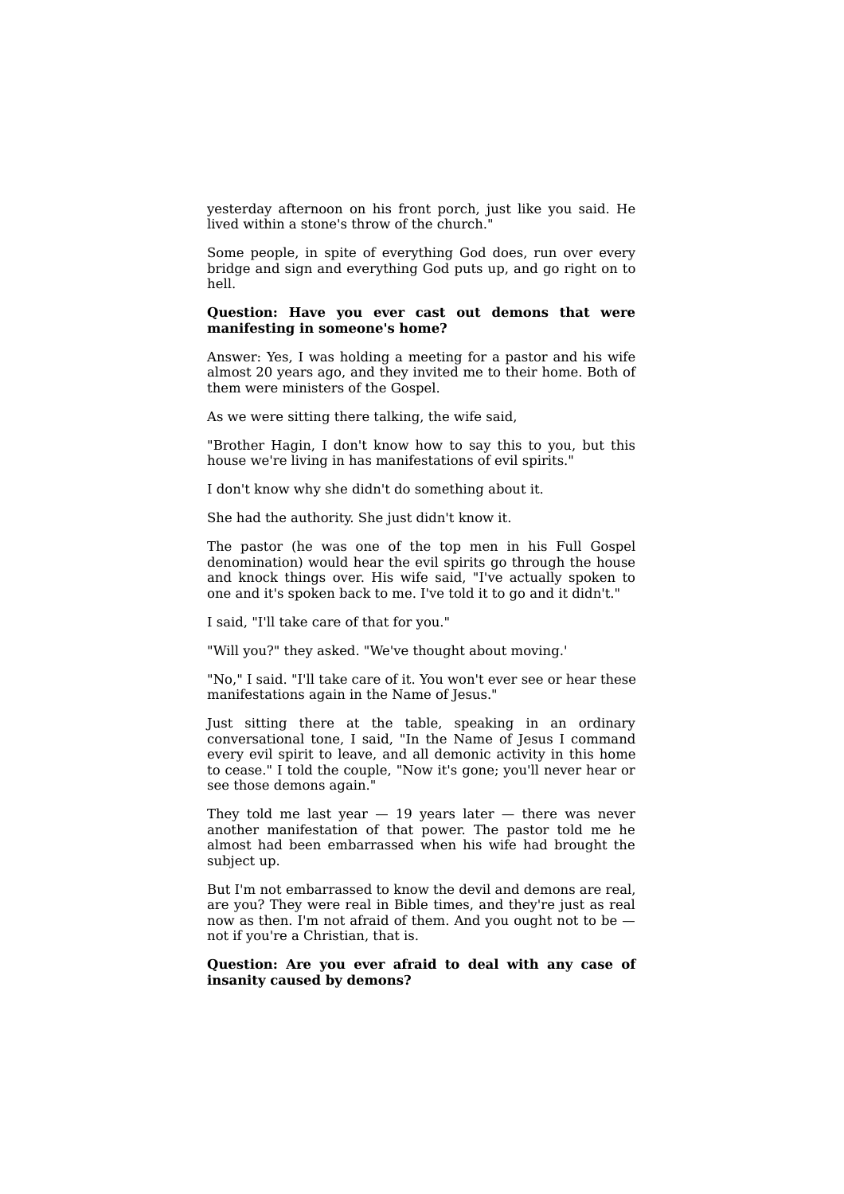yesterday afternoon on his front porch, just like you said. He lived within a stone's throw of the church."

Some people, in spite of everything God does, run over every bridge and sign and everything God puts up, and go right on to hell.

**Question: Have you ever cast out demons that were manifesting in someone's home?**

Answer: Yes, I was holding a meeting for a pastor and his wife almost 20 years ago, and they invited me to their home. Both of them were ministers of the Gospel.

As we were sitting there talking, the wife said,

"Brother Hagin, I don't know how to say this to you, but this house we're living in has manifestations of evil spirits."

I don't know why she didn't do something about it.

She had the authority. She just didn't know it.

The pastor (he was one of the top men in his Full Gospel denomination) would hear the evil spirits go through the house and knock things over. His wife said, "I've actually spoken to one and it's spoken back to me. I've told it to go and it didn't."

I said, "I'll take care of that for you."

"Will you?" they asked. "We've thought about moving.'

"No," I said. "I'll take care of it. You won't ever see or hear these manifestations again in the Name of Jesus."

Just sitting there at the table, speaking in an ordinary conversational tone, I said, "In the Name of Jesus I command every evil spirit to leave, and all demonic activity in this home to cease." I told the couple, "Now it's gone; you'll never hear or see those demons again."

They told me last year — 19 years later — there was never another manifestation of that power. The pastor told me he almost had been embarrassed when his wife had brought the subject up.

But I'm not embarrassed to know the devil and demons are real, are you? They were real in Bible times, and they're just as real now as then. I'm not afraid of them. And you ought not to be — not if you're a Christian, that is.

**Question: Are you ever afraid to deal with any case of insanity caused by demons?**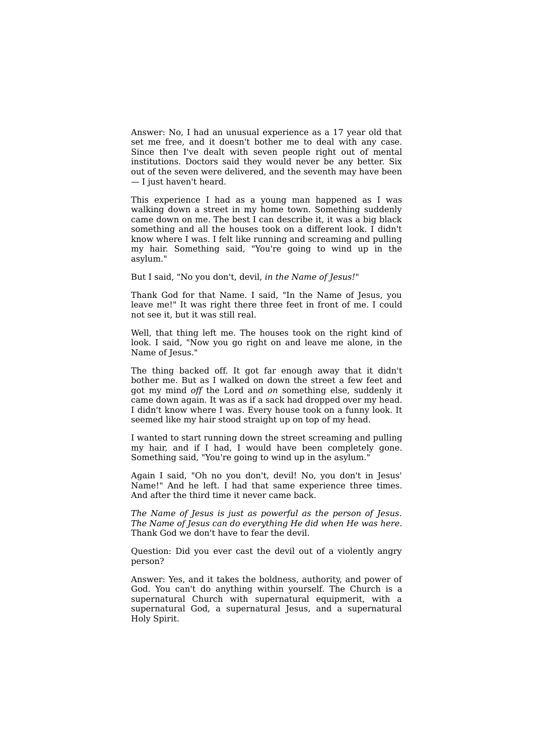Answer: No, I had an unusual experience as a 17 year old that set me free, and it doesn't bother me to deal with any case. Since then I've dealt with seven people right out of mental institutions. Doctors said they would never be any better. Six out of the seven were delivered, and the seventh may have been — I just haven't heard.

This experience I had as a young man happened as I was walking down a street in my home town. Something suddenly came down on me. The best I can describe it, it was a big black something and all the houses took on a different look. I didn't know where I was. I felt like running and screaming and pulling my hair. Something said, "You're going to wind up in the asylum."

But I said, "No you don't, devil, *in the Name of Jesus!*"

Thank God for that Name. I said, "In the Name of Jesus, you leave me!" It was right there three feet in front of me. I could not see it, but it was still real.

Well, that thing left me. The houses took on the right kind of look. I said, "Now you go right on and leave me alone, in the Name of Jesus."

The thing backed off. It got far enough away that it didn't bother me. But as I walked on down the street a few feet and got my mind *off* the Lord and *on* something else, suddenly it came down again. It was as if a sack had dropped over my head. I didn't know where I was. Every house took on a funny look. It seemed like my hair stood straight up on top of my head.

I wanted to start running down the street screaming and pulling my hair, and if I had, I would have been completely gone. Something said, "You're going to wind up in the asylum."

Again I said, "Oh no you don't, devil! No, you don't in Jesus' Name!" And he left. I had that same experience three times. And after the third time it never came back.

*The Name of Jesus is just as powerful as the person of Jesus. The Name of Jesus can do everything He did when He was here.* Thank God we don't have to fear the devil.

Question: Did you ever cast the devil out of a violently angry person?

Answer: Yes, and it takes the boldness, authority, and power of God. You can't do anything within yourself. The Church is a supernatural Church with supernatural equipmerit, with a supernatural God, a supernatural Jesus, and a supernatural Holy Spirit.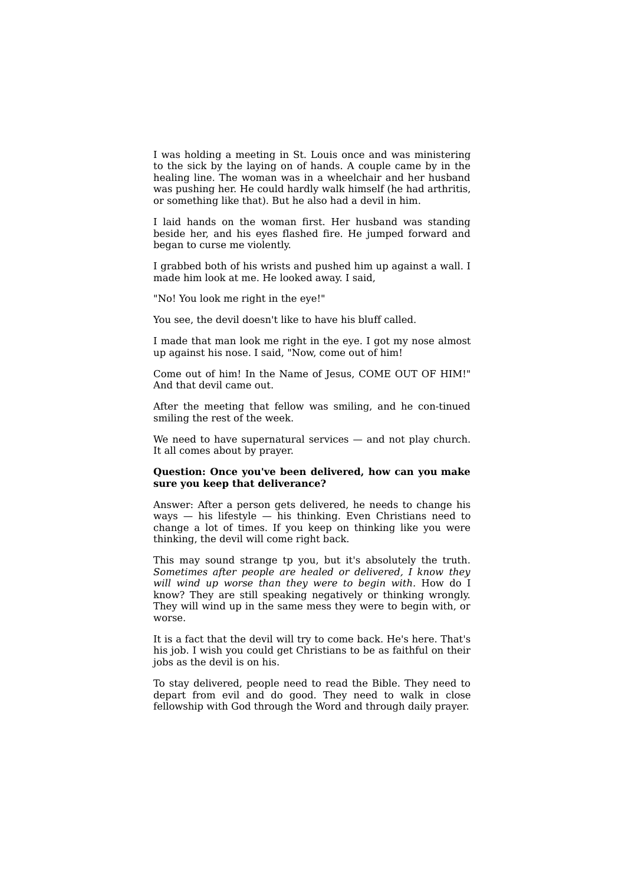I was holding a meeting in St. Louis once and was ministering to the sick by the laying on of hands. A couple came by in the healing line. The woman was in a wheelchair and her husband was pushing her. He could hardly walk himself (he had arthritis, or something like that). But he also had a devil in him.

I laid hands on the woman first. Her husband was standing beside her, and his eyes flashed fire. He jumped forward and began to curse me violently.

I grabbed both of his wrists and pushed him up against a wall. I made him look at me. He looked away. I said,

"No! You look me right in the eye!"

You see, the devil doesn't like to have his bluff called.

I made that man look me right in the eye. I got my nose almost up against his nose. I said, "Now, come out of him!

Come out of him! In the Name of Jesus, COME OUT OF HIM!" And that devil came out.

After the meeting that fellow was smiling, and he con-tinued smiling the rest of the week.

We need to have supernatural services — and not play church. It all comes about by prayer.

**Question: Once you've been delivered, how can you make sure you keep that deliverance?**

Answer: After a person gets delivered, he needs to change his ways — his lifestyle — his thinking. Even Christians need to change a lot of times. If you keep on thinking like you were thinking, the devil will come right back.

This may sound strange tp you, but it's absolutely the truth. *Sometimes after people are healed or delivered, I know they will wind up worse than they were to begin with.* How do I know? They are still speaking negatively or thinking wrongly. They will wind up in the same mess they were to begin with, or worse.

It is a fact that the devil will try to come back. He's here. That's his job. I wish you could get Christians to be as faithful on their jobs as the devil is on his.

To stay delivered, people need to read the Bible. They need to depart from evil and do good. They need to walk in close fellowship with God through the Word and through daily prayer.